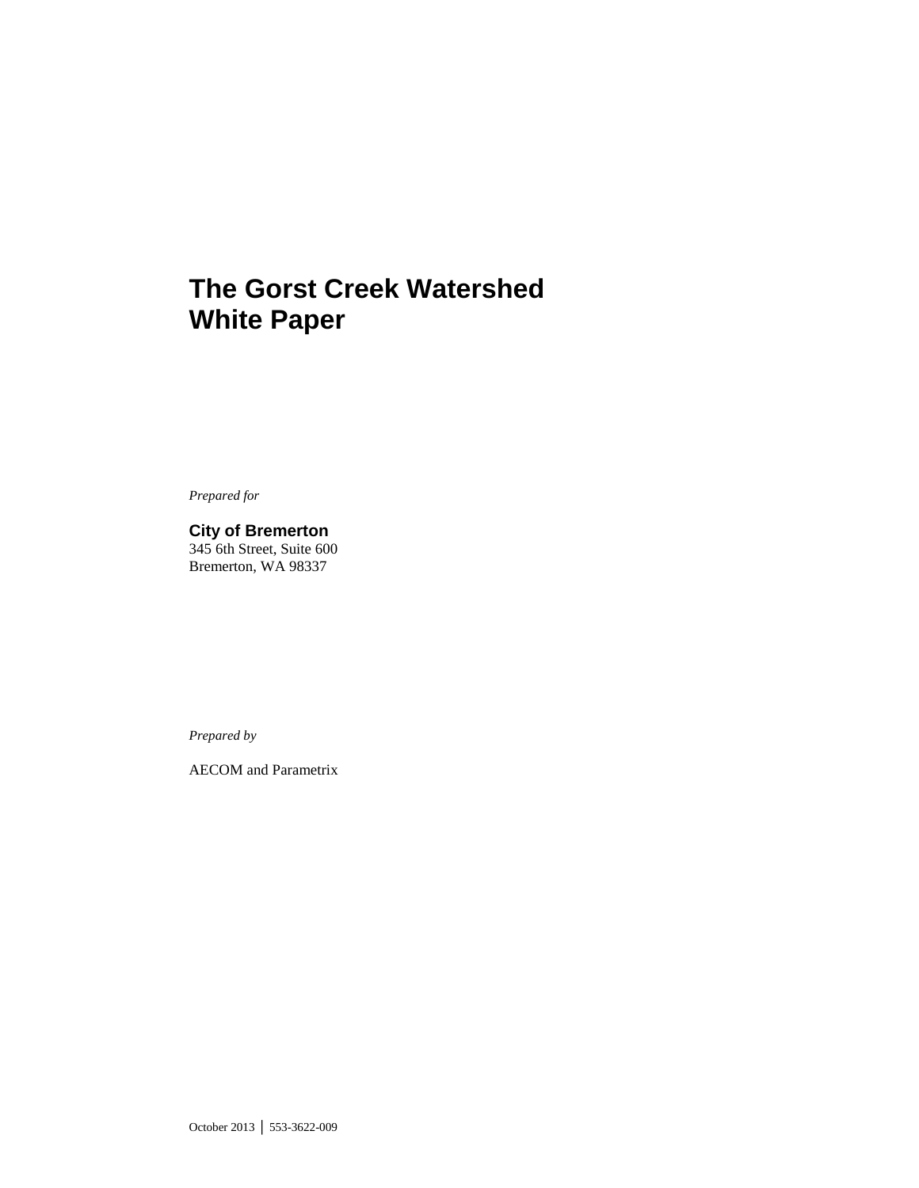# The Gorst Creek Watershed White Paper

*Prepared for*

**City of Bremerton**
345 6th Street, Suite 600
Bremerton, WA 98337

*Prepared by*

AECOM and Parametrix

October 2013 │ 553-3622-009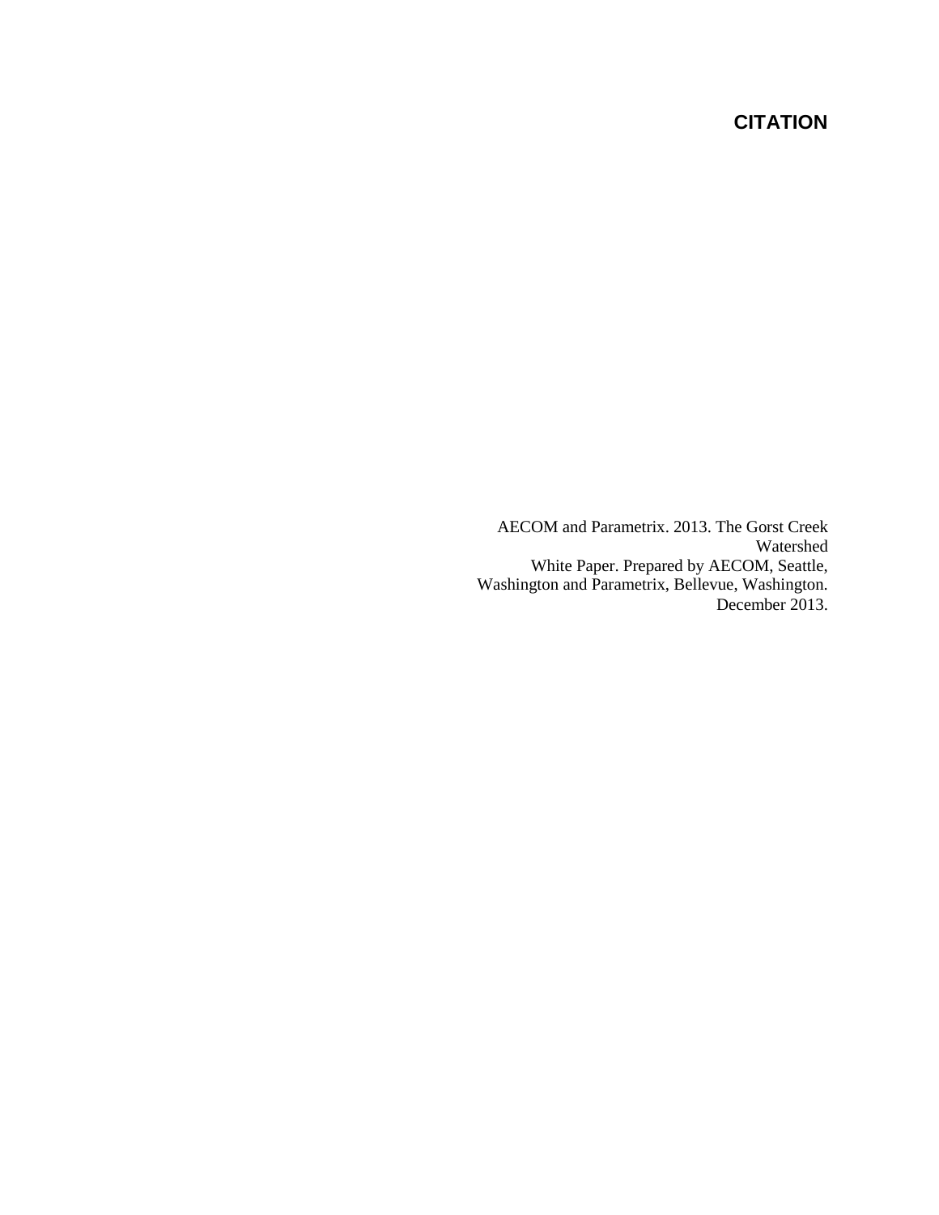# CITATION

AECOM and Parametrix. 2013. The Gorst Creek Watershed White Paper. Prepared by AECOM, Seattle, Washington and Parametrix, Bellevue, Washington. December 2013.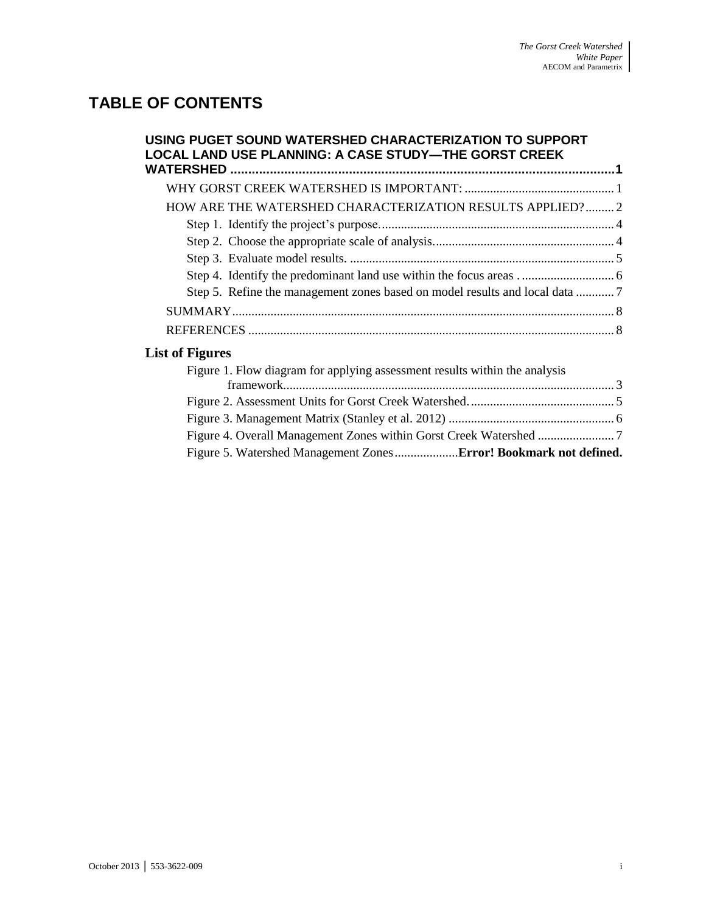# TABLE OF CONTENTS

**USING PUGET SOUND WATERSHED CHARACTERIZATION TO SUPPORT LOCAL LAND USE PLANNING: A CASE STUDY—THE GORST CREEK WATERSHED ............................................................................................................1**

- WHY GORST CREEK WATERSHED IS IMPORTANT: ............................................... 1
- HOW ARE THE WATERSHED CHARACTERIZATION RESULTS APPLIED? ......... 2
  - Step 1. Identify the project's purpose. ......................................................................... 4
  - Step 2. Choose the appropriate scale of analysis. ........................................................ 4
  - Step 3. Evaluate model results. ................................................................................... 5
  - Step 4. Identify the predominant land use within the focus areas . ............................ 6
  - Step 5. Refine the management zones based on model results and local data ............ 7
- SUMMARY ....................................................................................................................... 8
- REFERENCES .................................................................................................................. 8

**List of Figures**

- Figure 1. Flow diagram for applying assessment results within the analysis framework. ....................................................................................................... 3
- Figure 2. Assessment Units for Gorst Creek Watershed. ............................................. 5
- Figure 3. Management Matrix (Stanley et al. 2012) .................................................... 6
- Figure 4. Overall Management Zones within Gorst Creek Watershed ........................ 7
- Figure 5. Watershed Management Zones ....................**Error! Bookmark not defined.**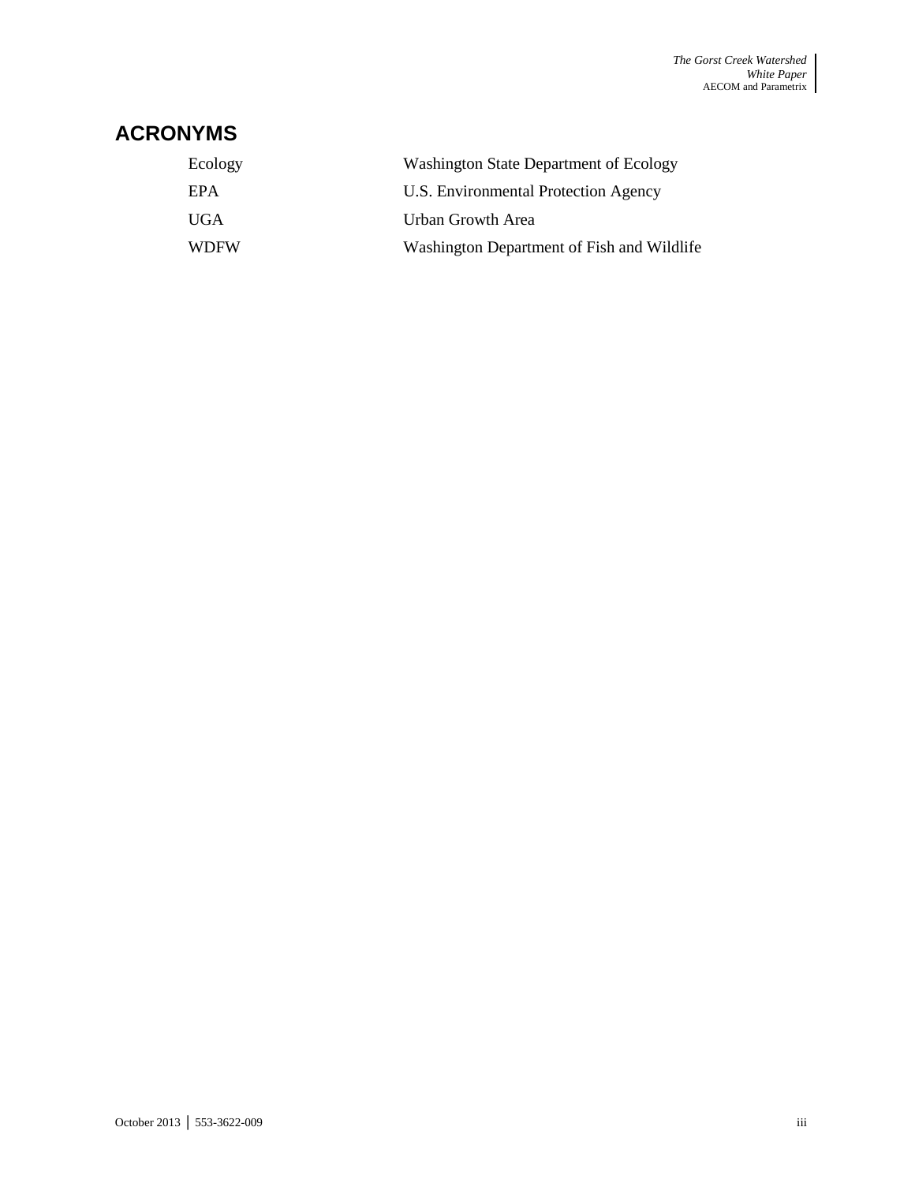# ACRONYMS

| | |
|---|---|
| Ecology | Washington State Department of Ecology |
| EPA | U.S. Environmental Protection Agency |
| UGA | Urban Growth Area |
| WDFW | Washington Department of Fish and Wildlife |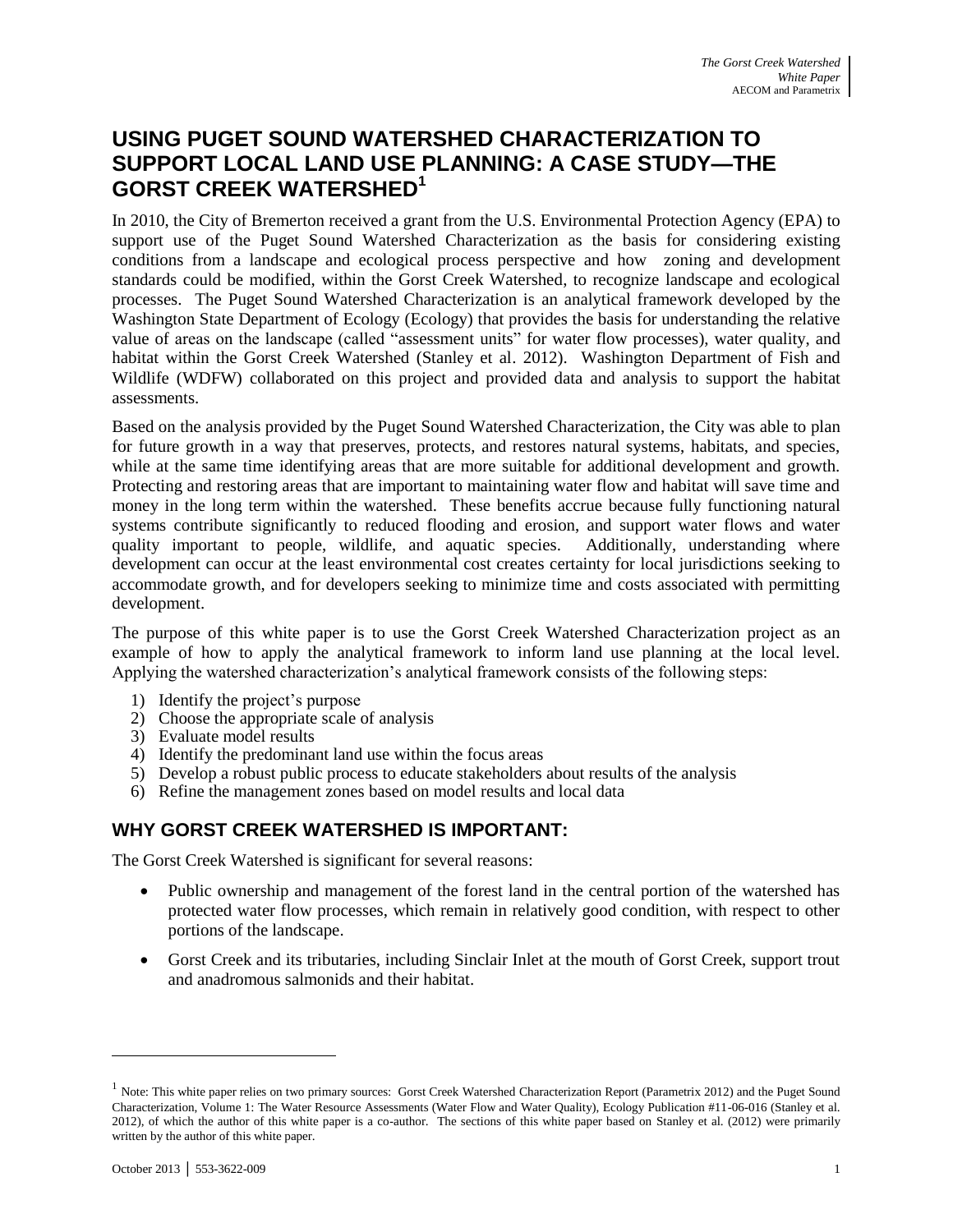# USING PUGET SOUND WATERSHED CHARACTERIZATION TO SUPPORT LOCAL LAND USE PLANNING: A CASE STUDY—THE GORST CREEK WATERSHED[1]

In 2010, the City of Bremerton received a grant from the U.S. Environmental Protection Agency (EPA) to support use of the Puget Sound Watershed Characterization as the basis for considering existing conditions from a landscape and ecological process perspective and how zoning and development standards could be modified, within the Gorst Creek Watershed, to recognize landscape and ecological processes. The Puget Sound Watershed Characterization is an analytical framework developed by the Washington State Department of Ecology (Ecology) that provides the basis for understanding the relative value of areas on the landscape (called "assessment units" for water flow processes), water quality, and habitat within the Gorst Creek Watershed (Stanley et al. 2012). Washington Department of Fish and Wildlife (WDFW) collaborated on this project and provided data and analysis to support the habitat assessments.

Based on the analysis provided by the Puget Sound Watershed Characterization, the City was able to plan for future growth in a way that preserves, protects, and restores natural systems, habitats, and species, while at the same time identifying areas that are more suitable for additional development and growth. Protecting and restoring areas that are important to maintaining water flow and habitat will save time and money in the long term within the watershed. These benefits accrue because fully functioning natural systems contribute significantly to reduced flooding and erosion, and support water flows and water quality important to people, wildlife, and aquatic species. Additionally, understanding where development can occur at the least environmental cost creates certainty for local jurisdictions seeking to accommodate growth, and for developers seeking to minimize time and costs associated with permitting development.

The purpose of this white paper is to use the Gorst Creek Watershed Characterization project as an example of how to apply the analytical framework to inform land use planning at the local level. Applying the watershed characterization's analytical framework consists of the following steps:

1) Identify the project's purpose
2) Choose the appropriate scale of analysis
3) Evaluate model results
4) Identify the predominant land use within the focus areas
5) Develop a robust public process to educate stakeholders about results of the analysis
6) Refine the management zones based on model results and local data

## WHY GORST CREEK WATERSHED IS IMPORTANT:

The Gorst Creek Watershed is significant for several reasons:

- Public ownership and management of the forest land in the central portion of the watershed has protected water flow processes, which remain in relatively good condition, with respect to other portions of the landscape.
- Gorst Creek and its tributaries, including Sinclair Inlet at the mouth of Gorst Creek, support trout and anadromous salmonids and their habitat.

---

[1] Note: This white paper relies on two primary sources: Gorst Creek Watershed Characterization Report (Parametrix 2012) and the Puget Sound Characterization, Volume 1: The Water Resource Assessments (Water Flow and Water Quality), Ecology Publication #11-06-016 (Stanley et al. 2012), of which the author of this white paper is a co-author. The sections of this white paper based on Stanley et al. (2012) were primarily written by the author of this white paper.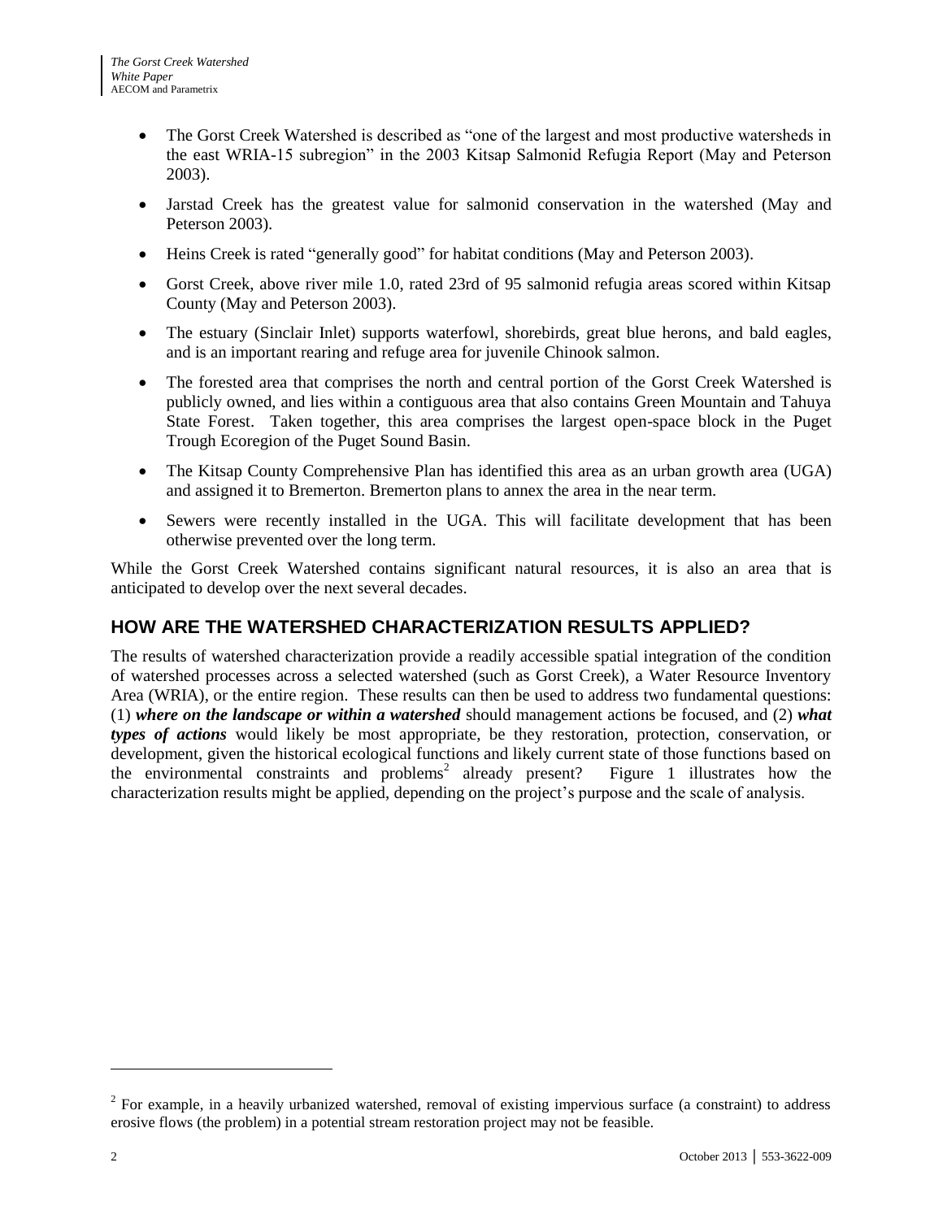- The Gorst Creek Watershed is described as "one of the largest and most productive watersheds in the east WRIA-15 subregion" in the 2003 Kitsap Salmonid Refugia Report (May and Peterson 2003).
- Jarstad Creek has the greatest value for salmonid conservation in the watershed (May and Peterson 2003).
- Heins Creek is rated "generally good" for habitat conditions (May and Peterson 2003).
- Gorst Creek, above river mile 1.0, rated 23rd of 95 salmonid refugia areas scored within Kitsap County (May and Peterson 2003).
- The estuary (Sinclair Inlet) supports waterfowl, shorebirds, great blue herons, and bald eagles, and is an important rearing and refuge area for juvenile Chinook salmon.
- The forested area that comprises the north and central portion of the Gorst Creek Watershed is publicly owned, and lies within a contiguous area that also contains Green Mountain and Tahuya State Forest. Taken together, this area comprises the largest open-space block in the Puget Trough Ecoregion of the Puget Sound Basin.
- The Kitsap County Comprehensive Plan has identified this area as an urban growth area (UGA) and assigned it to Bremerton. Bremerton plans to annex the area in the near term.
- Sewers were recently installed in the UGA. This will facilitate development that has been otherwise prevented over the long term.

While the Gorst Creek Watershed contains significant natural resources, it is also an area that is anticipated to develop over the next several decades.

## HOW ARE THE WATERSHED CHARACTERIZATION RESULTS APPLIED?

The results of watershed characterization provide a readily accessible spatial integration of the condition of watershed processes across a selected watershed (such as Gorst Creek), a Water Resource Inventory Area (WRIA), or the entire region. These results can then be used to address two fundamental questions: (1) ***where on the landscape or within a watershed*** should management actions be focused, and (2) ***what types of actions*** would likely be most appropriate, be they restoration, protection, conservation, or development, given the historical ecological functions and likely current state of those functions based on the environmental constraints and problems[2] already present? Figure 1 illustrates how the characterization results might be applied, depending on the project's purpose and the scale of analysis.

[2] For example, in a heavily urbanized watershed, removal of existing impervious surface (a constraint) to address erosive flows (the problem) in a potential stream restoration project may not be feasible.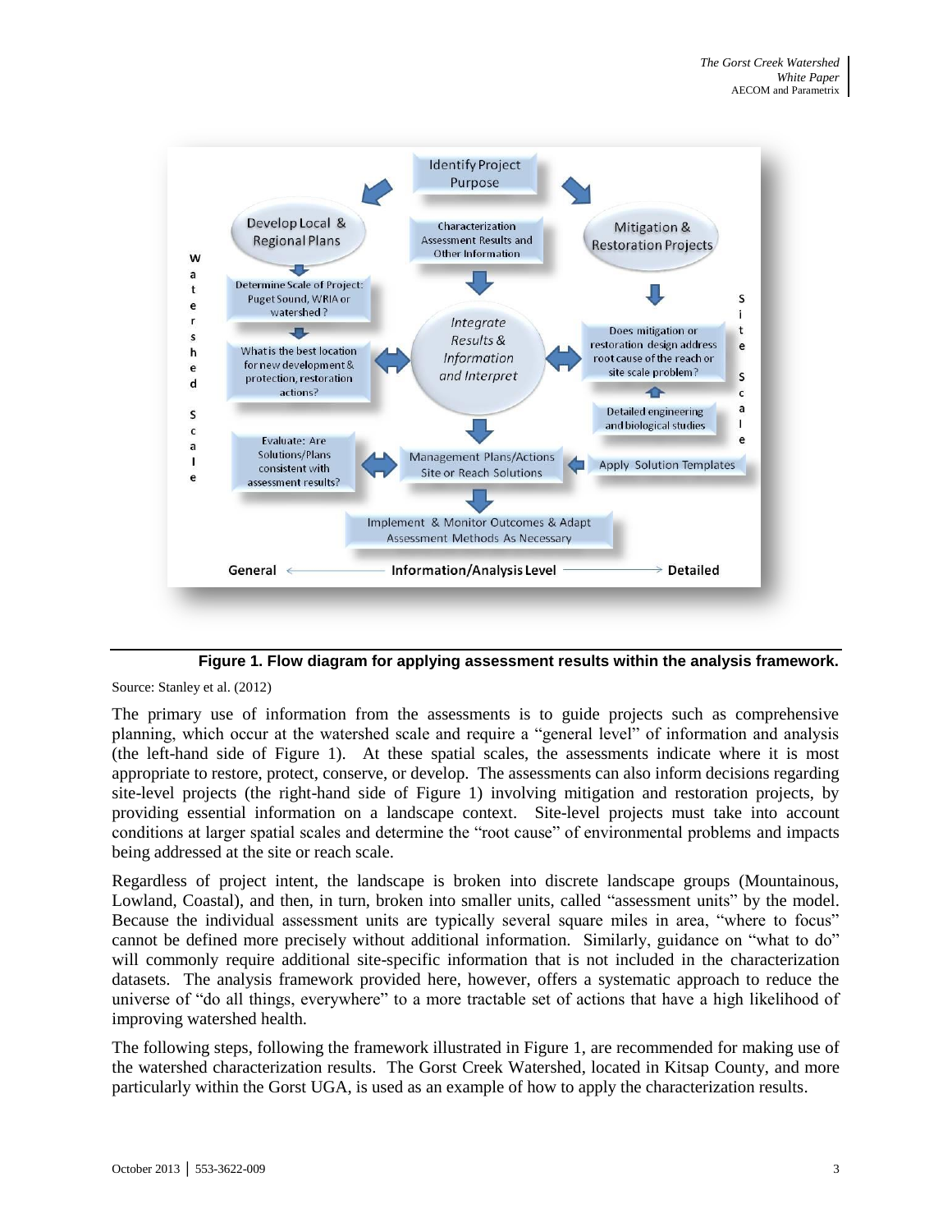**Figure 1. Flow diagram for applying assessment results within the analysis framework.**

Source: Stanley et al. (2012)

The primary use of information from the assessments is to guide projects such as comprehensive planning, which occur at the watershed scale and require a "general level" of information and analysis (the left-hand side of Figure 1). At these spatial scales, the assessments indicate where it is most appropriate to restore, protect, conserve, or develop. The assessments can also inform decisions regarding site-level projects (the right-hand side of Figure 1) involving mitigation and restoration projects, by providing essential information on a landscape context. Site-level projects must take into account conditions at larger spatial scales and determine the "root cause" of environmental problems and impacts being addressed at the site or reach scale.

Regardless of project intent, the landscape is broken into discrete landscape groups (Mountainous, Lowland, Coastal), and then, in turn, broken into smaller units, called "assessment units" by the model. Because the individual assessment units are typically several square miles in area, "where to focus" cannot be defined more precisely without additional information. Similarly, guidance on "what to do" will commonly require additional site-specific information that is not included in the characterization datasets. The analysis framework provided here, however, offers a systematic approach to reduce the universe of "do all things, everywhere" to a more tractable set of actions that have a high likelihood of improving watershed health.

The following steps, following the framework illustrated in Figure 1, are recommended for making use of the watershed characterization results. The Gorst Creek Watershed, located in Kitsap County, and more particularly within the Gorst UGA, is used as an example of how to apply the characterization results.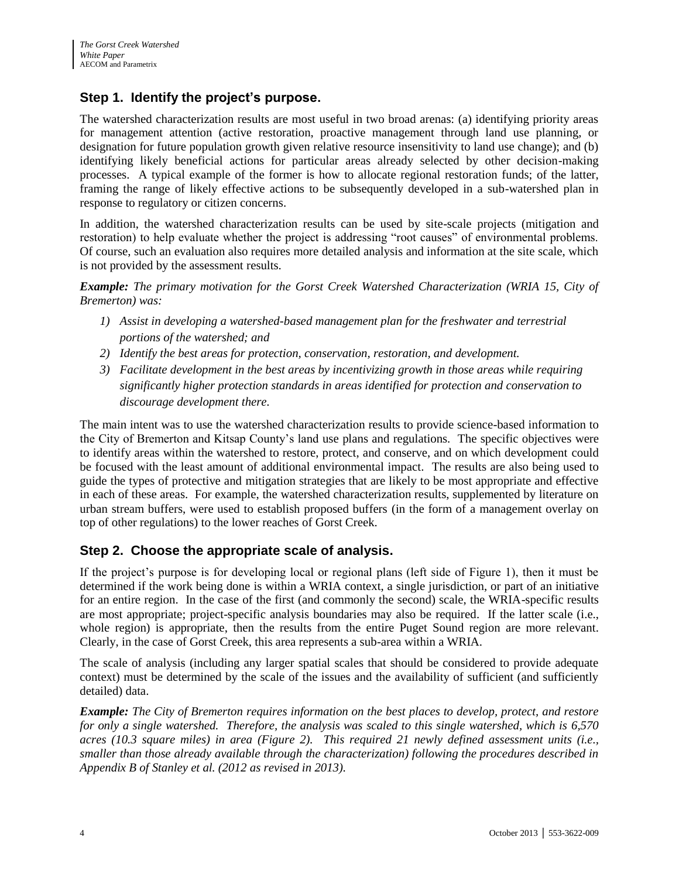## Step 1. Identify the project's purpose.

The watershed characterization results are most useful in two broad arenas: (a) identifying priority areas for management attention (active restoration, proactive management through land use planning, or designation for future population growth given relative resource insensitivity to land use change); and (b) identifying likely beneficial actions for particular areas already selected by other decision-making processes. A typical example of the former is how to allocate regional restoration funds; of the latter, framing the range of likely effective actions to be subsequently developed in a sub-watershed plan in response to regulatory or citizen concerns.

In addition, the watershed characterization results can be used by site-scale projects (mitigation and restoration) to help evaluate whether the project is addressing "root causes" of environmental problems. Of course, such an evaluation also requires more detailed analysis and information at the site scale, which is not provided by the assessment results.

***Example:*** *The primary motivation for the Gorst Creek Watershed Characterization (WRIA 15, City of Bremerton) was:*

1) *Assist in developing a watershed-based management plan for the freshwater and terrestrial portions of the watershed; and*
2) *Identify the best areas for protection, conservation, restoration, and development.*
3) *Facilitate development in the best areas by incentivizing growth in those areas while requiring significantly higher protection standards in areas identified for protection and conservation to discourage development there.*

The main intent was to use the watershed characterization results to provide science-based information to the City of Bremerton and Kitsap County's land use plans and regulations. The specific objectives were to identify areas within the watershed to restore, protect, and conserve, and on which development could be focused with the least amount of additional environmental impact. The results are also being used to guide the types of protective and mitigation strategies that are likely to be most appropriate and effective in each of these areas. For example, the watershed characterization results, supplemented by literature on urban stream buffers, were used to establish proposed buffers (in the form of a management overlay on top of other regulations) to the lower reaches of Gorst Creek.

## Step 2. Choose the appropriate scale of analysis.

If the project's purpose is for developing local or regional plans (left side of Figure 1), then it must be determined if the work being done is within a WRIA context, a single jurisdiction, or part of an initiative for an entire region. In the case of the first (and commonly the second) scale, the WRIA-specific results are most appropriate; project-specific analysis boundaries may also be required. If the latter scale (i.e., whole region) is appropriate, then the results from the entire Puget Sound region are more relevant. Clearly, in the case of Gorst Creek, this area represents a sub-area within a WRIA.

The scale of analysis (including any larger spatial scales that should be considered to provide adequate context) must be determined by the scale of the issues and the availability of sufficient (and sufficiently detailed) data.

***Example:*** *The City of Bremerton requires information on the best places to develop, protect, and restore for only a single watershed. Therefore, the analysis was scaled to this single watershed, which is 6,570 acres (10.3 square miles) in area (Figure 2). This required 21 newly defined assessment units (i.e., smaller than those already available through the characterization) following the procedures described in Appendix B of Stanley et al. (2012 as revised in 2013).*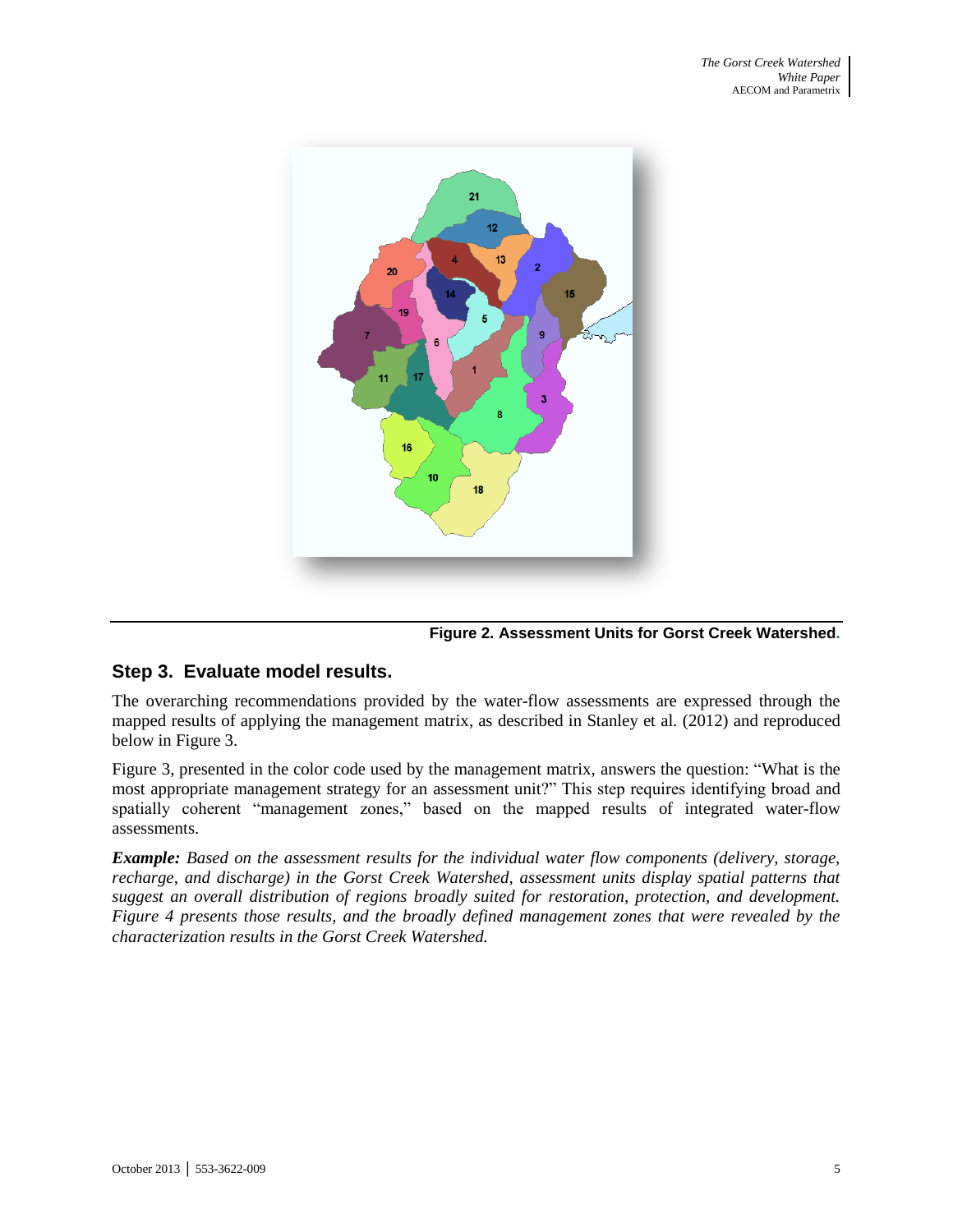**Figure 2. Assessment Units for Gorst Creek Watershed.**

## Step 3. Evaluate model results.

The overarching recommendations provided by the water-flow assessments are expressed through the mapped results of applying the management matrix, as described in Stanley et al. (2012) and reproduced below in Figure 3.

Figure 3, presented in the color code used by the management matrix, answers the question: "What is the most appropriate management strategy for an assessment unit?" This step requires identifying broad and spatially coherent "management zones," based on the mapped results of integrated water-flow assessments.

***Example:*** *Based on the assessment results for the individual water flow components (delivery, storage, recharge, and discharge) in the Gorst Creek Watershed, assessment units display spatial patterns that suggest an overall distribution of regions broadly suited for restoration, protection, and development. Figure 4 presents those results, and the broadly defined management zones that were revealed by the characterization results in the Gorst Creek Watershed.*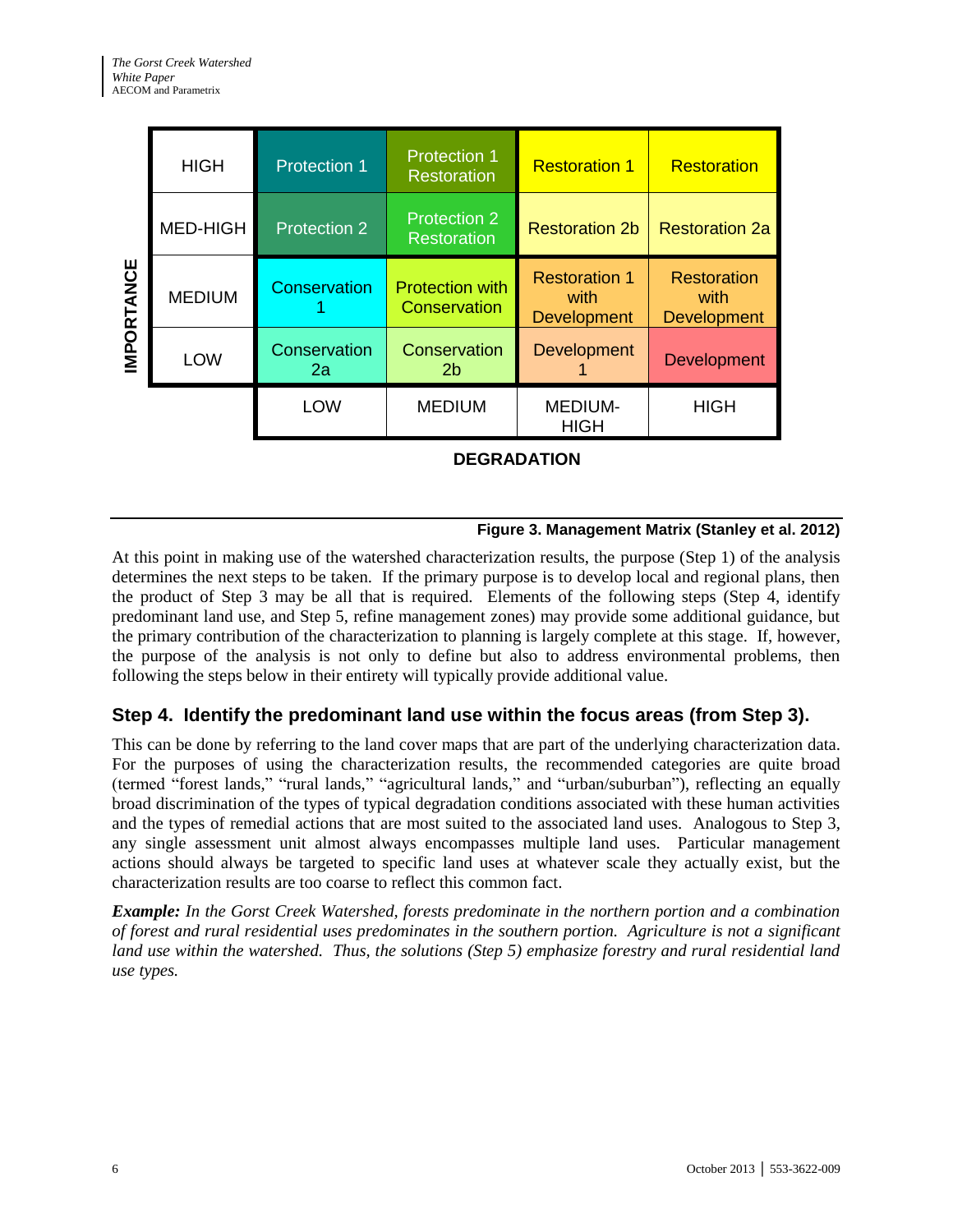| IMPORTANCE | | | | | |
|---|---|---|---|---|---|
| | HIGH | Protection 1 | Protection 1 Restoration | Restoration 1 | Restoration |
| | MED-HIGH | Protection 2 | Protection 2 Restoration | Restoration 2b | Restoration 2a |
| | MEDIUM | Conservation 1 | Protection with Conservation | Restoration 1 with Development | Restoration with Development |
| | LOW | Conservation 2a | Conservation 2b | Development 1 | Development |
| | | LOW | MEDIUM | MEDIUM-HIGH | HIGH |
| | | DEGRADATION | | | |

**Figure 3. Management Matrix (Stanley et al. 2012)**

At this point in making use of the watershed characterization results, the purpose (Step 1) of the analysis determines the next steps to be taken. If the primary purpose is to develop local and regional plans, then the product of Step 3 may be all that is required. Elements of the following steps (Step 4, identify predominant land use, and Step 5, refine management zones) may provide some additional guidance, but the primary contribution of the characterization to planning is largely complete at this stage. If, however, the purpose of the analysis is not only to define but also to address environmental problems, then following the steps below in their entirety will typically provide additional value.

## Step 4. Identify the predominant land use within the focus areas (from Step 3).

This can be done by referring to the land cover maps that are part of the underlying characterization data. For the purposes of using the characterization results, the recommended categories are quite broad (termed "forest lands," "rural lands," "agricultural lands," and "urban/suburban"), reflecting an equally broad discrimination of the types of typical degradation conditions associated with these human activities and the types of remedial actions that are most suited to the associated land uses. Analogous to Step 3, any single assessment unit almost always encompasses multiple land uses. Particular management actions should always be targeted to specific land uses at whatever scale they actually exist, but the characterization results are too coarse to reflect this common fact.

***Example:*** *In the Gorst Creek Watershed, forests predominate in the northern portion and a combination of forest and rural residential uses predominates in the southern portion. Agriculture is not a significant land use within the watershed. Thus, the solutions (Step 5) emphasize forestry and rural residential land use types.*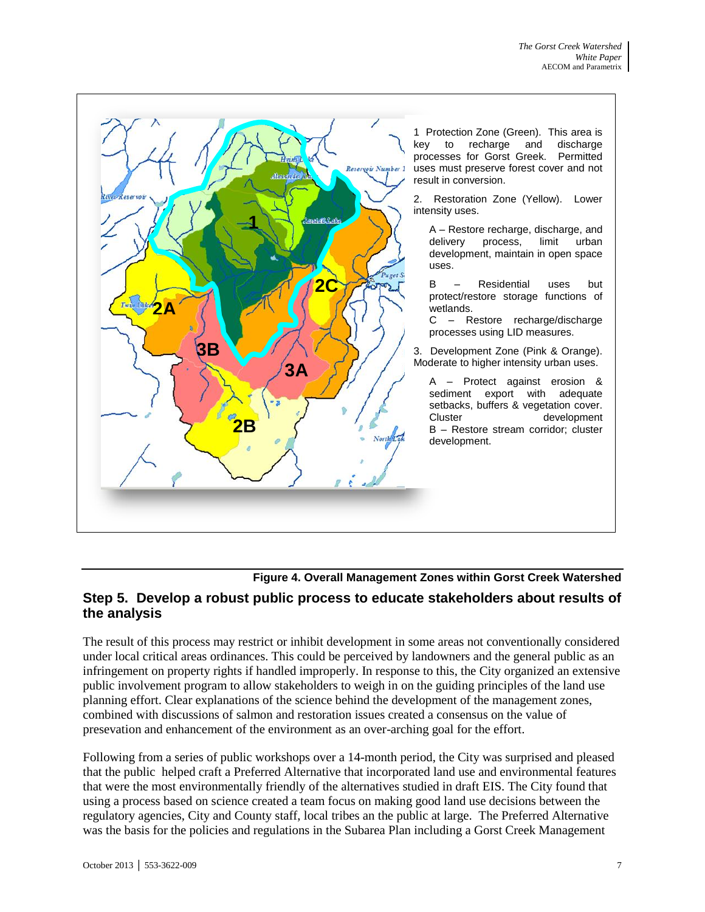1 Protection Zone (Green). This area is key to recharge and discharge processes for Gorst Creek. Permitted uses must preserve forest cover and not result in conversion.

2. Restoration Zone (Yellow). Lower intensity uses.

A – Restore recharge, discharge, and delivery process, limit urban development, maintain in open space uses.

B – Residential uses but protect/restore storage functions of wetlands.

C – Restore recharge/discharge processes using LID measures.

3. Development Zone (Pink & Orange). Moderate to higher intensity urban uses.

A – Protect against erosion & sediment export with adequate setbacks, buffers & vegetation cover. Cluster development

B – Restore stream corridor; cluster development.

**Figure 4. Overall Management Zones within Gorst Creek Watershed**

## Step 5. Develop a robust public process to educate stakeholders about results of the analysis

The result of this process may restrict or inhibit development in some areas not conventionally considered under local critical areas ordinances. This could be perceived by landowners and the general public as an infringement on property rights if handled improperly. In response to this, the City organized an extensive public involvement program to allow stakeholders to weigh in on the guiding principles of the land use planning effort. Clear explanations of the science behind the development of the management zones, combined with discussions of salmon and restoration issues created a consensus on the value of presevation and enhancement of the environment as an over-arching goal for the effort.

Following from a series of public workshops over a 14-month period, the City was surprised and pleased that the public helped craft a Preferred Alternative that incorporated land use and environmental features that were the most environmentally friendly of the alternatives studied in draft EIS. The City found that using a process based on science created a team focus on making good land use decisions between the regulatory agencies, City and County staff, local tribes an the public at large. The Preferred Alternative was the basis for the policies and regulations in the Subarea Plan including a Gorst Creek Management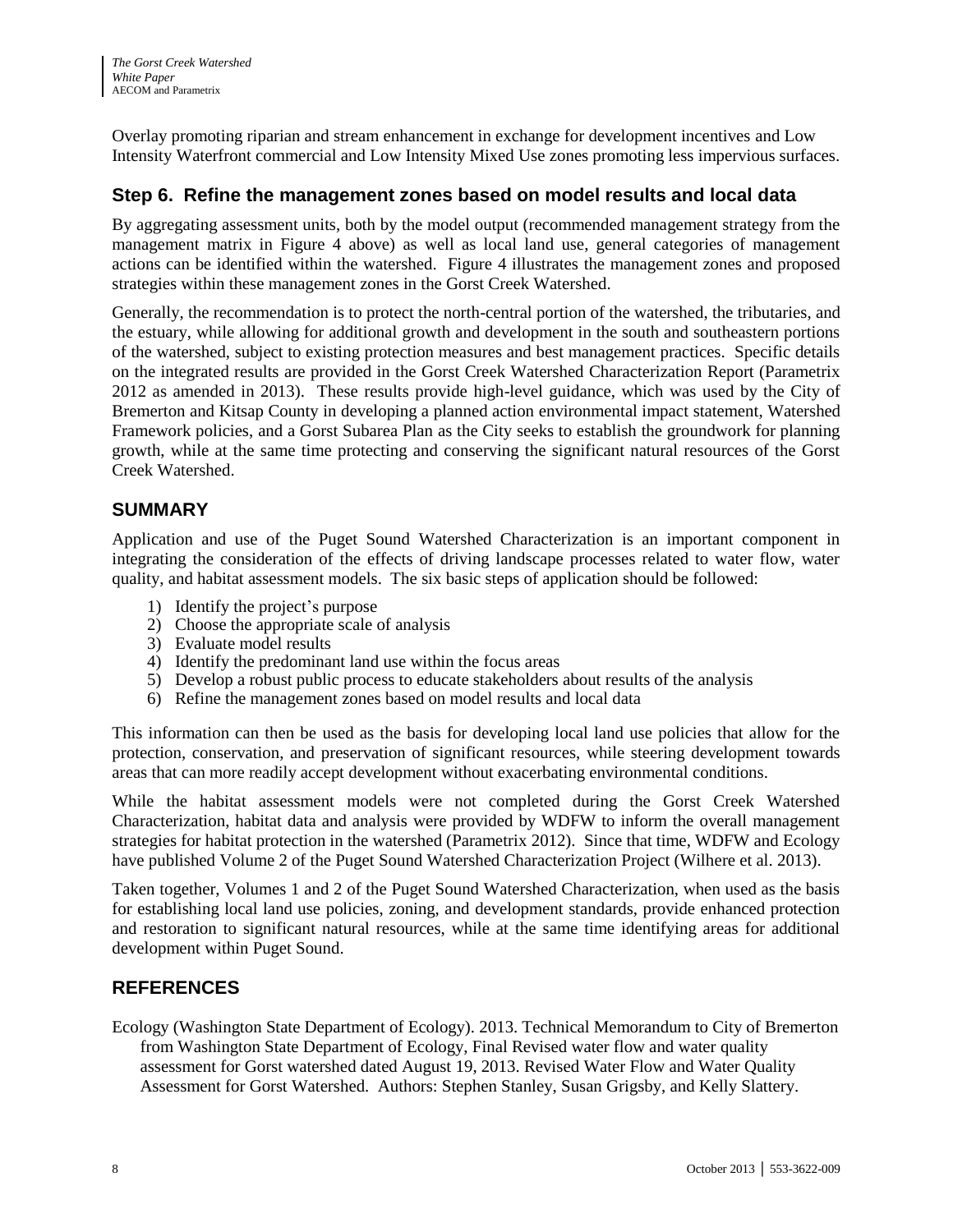Overlay promoting riparian and stream enhancement in exchange for development incentives and Low Intensity Waterfront commercial and Low Intensity Mixed Use zones promoting less impervious surfaces.

### Step 6. Refine the management zones based on model results and local data

By aggregating assessment units, both by the model output (recommended management strategy from the management matrix in Figure 4 above) as well as local land use, general categories of management actions can be identified within the watershed. Figure 4 illustrates the management zones and proposed strategies within these management zones in the Gorst Creek Watershed.

Generally, the recommendation is to protect the north-central portion of the watershed, the tributaries, and the estuary, while allowing for additional growth and development in the south and southeastern portions of the watershed, subject to existing protection measures and best management practices. Specific details on the integrated results are provided in the Gorst Creek Watershed Characterization Report (Parametrix 2012 as amended in 2013). These results provide high-level guidance, which was used by the City of Bremerton and Kitsap County in developing a planned action environmental impact statement, Watershed Framework policies, and a Gorst Subarea Plan as the City seeks to establish the groundwork for planning growth, while at the same time protecting and conserving the significant natural resources of the Gorst Creek Watershed.

## SUMMARY

Application and use of the Puget Sound Watershed Characterization is an important component in integrating the consideration of the effects of driving landscape processes related to water flow, water quality, and habitat assessment models. The six basic steps of application should be followed:

1) Identify the project's purpose
2) Choose the appropriate scale of analysis
3) Evaluate model results
4) Identify the predominant land use within the focus areas
5) Develop a robust public process to educate stakeholders about results of the analysis
6) Refine the management zones based on model results and local data

This information can then be used as the basis for developing local land use policies that allow for the protection, conservation, and preservation of significant resources, while steering development towards areas that can more readily accept development without exacerbating environmental conditions.

While the habitat assessment models were not completed during the Gorst Creek Watershed Characterization, habitat data and analysis were provided by WDFW to inform the overall management strategies for habitat protection in the watershed (Parametrix 2012). Since that time, WDFW and Ecology have published Volume 2 of the Puget Sound Watershed Characterization Project (Wilhere et al. 2013).

Taken together, Volumes 1 and 2 of the Puget Sound Watershed Characterization, when used as the basis for establishing local land use policies, zoning, and development standards, provide enhanced protection and restoration to significant natural resources, while at the same time identifying areas for additional development within Puget Sound.

## REFERENCES

Ecology (Washington State Department of Ecology). 2013. Technical Memorandum to City of Bremerton from Washington State Department of Ecology, Final Revised water flow and water quality assessment for Gorst watershed dated August 19, 2013. Revised Water Flow and Water Quality Assessment for Gorst Watershed. Authors: Stephen Stanley, Susan Grigsby, and Kelly Slattery.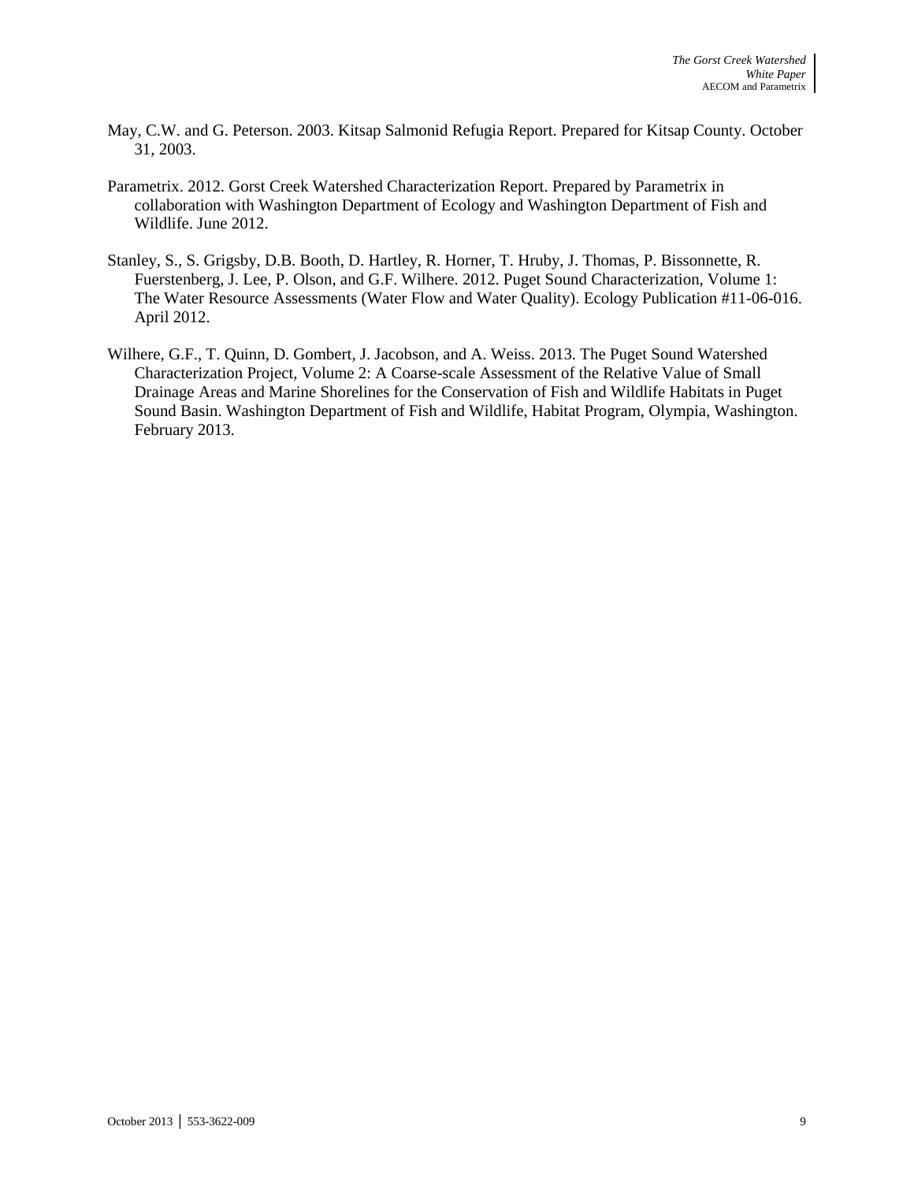May, C.W. and G. Peterson. 2003. Kitsap Salmonid Refugia Report. Prepared for Kitsap County. October 31, 2003.

Parametrix. 2012. Gorst Creek Watershed Characterization Report. Prepared by Parametrix in collaboration with Washington Department of Ecology and Washington Department of Fish and Wildlife. June 2012.

Stanley, S., S. Grigsby, D.B. Booth, D. Hartley, R. Horner, T. Hruby, J. Thomas, P. Bissonnette, R. Fuerstenberg, J. Lee, P. Olson, and G.F. Wilhere. 2012. Puget Sound Characterization, Volume 1: The Water Resource Assessments (Water Flow and Water Quality). Ecology Publication #11-06-016. April 2012.

Wilhere, G.F., T. Quinn, D. Gombert, J. Jacobson, and A. Weiss. 2013. The Puget Sound Watershed Characterization Project, Volume 2: A Coarse-scale Assessment of the Relative Value of Small Drainage Areas and Marine Shorelines for the Conservation of Fish and Wildlife Habitats in Puget Sound Basin. Washington Department of Fish and Wildlife, Habitat Program, Olympia, Washington. February 2013.